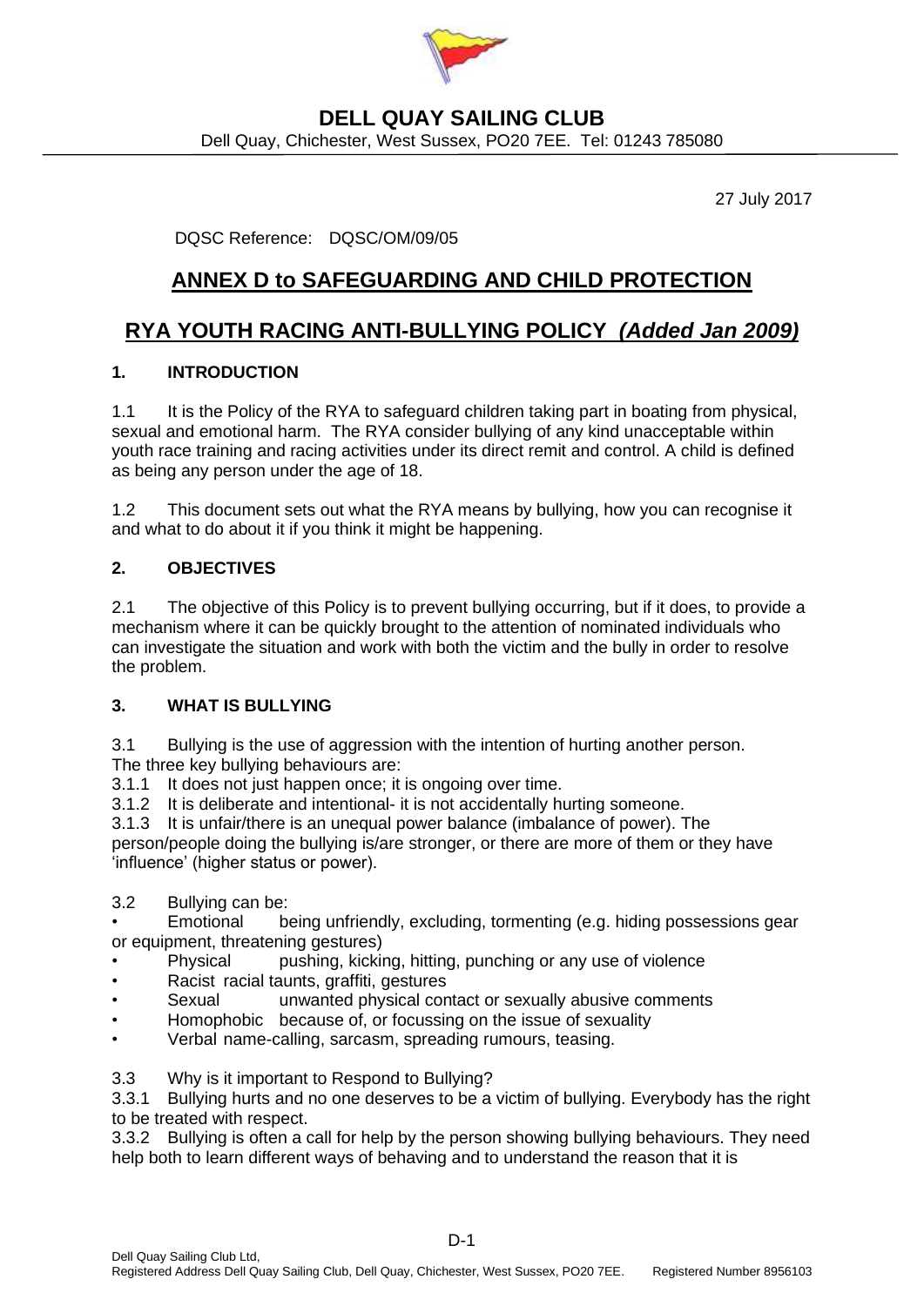# DELL QUAY SAILING CLUB

Dell Quay, Chichester, West Sussex, PO20 7EE. Tel: 01243 785080

27 July 2017

DQSC Reference: DQSC/OM/09/05

## ANNEX D to SAFEGUARDING AND CHILD PROTECTION

## RYA YOUTH RACING ANTI-BULLYING POLICY *(Added Jan 2009)*

### 1. INTRODUCTION

1.1 It is the Policy of the RYA to safeguard children taking part in boating from physical, sexual and emotional harm. The RYA consider bullying of any kind unacceptable within youth race training and racing activities under its direct remit and control. A child is defined as being any person under the age of 18.

1.2 This document sets out what the RYA means by bullying, how you can recognise it and what to do about it if you think it might be happening.

### 2. OBJECTIVES

2.1 The objective of this Policy is to prevent bullying occurring, but if it does, to provide a mechanism where it can be quickly brought to the attention of nominated individuals who can investigate the situation and work with both the victim and the bully in order to resolve the problem.

### 3. WHAT IS BULLYING

3.1 Bullying is the use of aggression with the intention of hurting another person. The three key bullying behaviours are:

3.1.1 It does not just happen once; it is ongoing over time.

3.1.2 It is deliberate and intentional- it is not accidentally hurting someone.

3.1.3 It is unfair/there is an unequal power balance (imbalance of power). The person/people doing the bullying is/are stronger, or there are more of them or they have 'influence' (higher status or power).

3.2 Bullying can be:

- Emotional being unfriendly, excluding, tormenting (e.g. hiding possessions gear or equipment, threatening gestures)
- Physical pushing, kicking, hitting, punching or any use of violence
- Racist racial taunts, graffiti, gestures
- Sexual unwanted physical contact or sexually abusive comments
- Homophobic because of, or focussing on the issue of sexuality
- Verbal name-calling, sarcasm, spreading rumours, teasing.

3.3 Why is it important to Respond to Bullying?

3.3.1 Bullying hurts and no one deserves to be a victim of bullying. Everybody has the right to be treated with respect.

3.3.2 Bullying is often a call for help by the person showing bullying behaviours. They need help both to learn different ways of behaving and to understand the reason that it is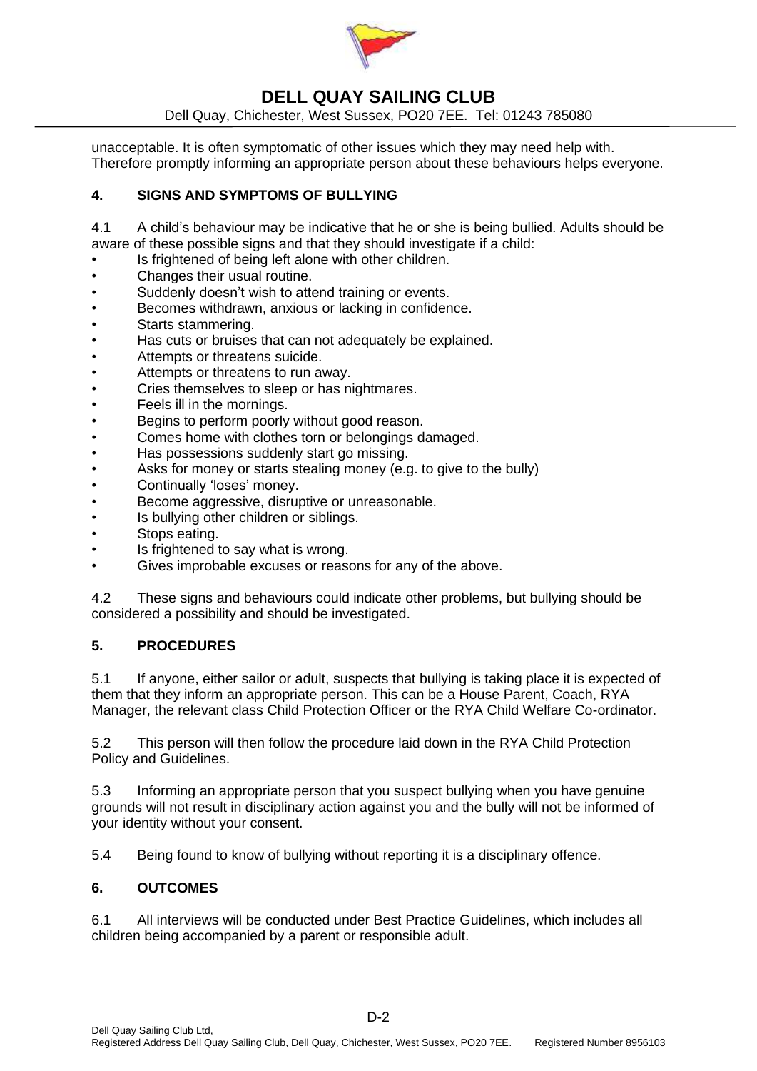unacceptable. It is often symptomatic of other issues which they may need help with. Therefore promptly informing an appropriate person about these behaviours helps everyone.

## 4. SIGNS AND SYMPTOMS OF BULLYING

4.1 A child's behaviour may be indicative that he or she is being bullied. Adults should be aware of these possible signs and that they should investigate if a child:

- Is frightened of being left alone with other children.
- Changes their usual routine.
- Suddenly doesn't wish to attend training or events.
- Becomes withdrawn, anxious or lacking in confidence.
- Starts stammering.
- Has cuts or bruises that can not adequately be explained.
- Attempts or threatens suicide.
- Attempts or threatens to run away.
- Cries themselves to sleep or has nightmares.
- Feels ill in the mornings.
- Begins to perform poorly without good reason.
- Comes home with clothes torn or belongings damaged.
- Has possessions suddenly start go missing.
- Asks for money or starts stealing money (e.g. to give to the bully)
- Continually 'loses' money.
- Become aggressive, disruptive or unreasonable.
- Is bullying other children or siblings.
- Stops eating.
- Is frightened to say what is wrong.
- Gives improbable excuses or reasons for any of the above.

4.2 These signs and behaviours could indicate other problems, but bullying should be considered a possibility and should be investigated.

## 5. PROCEDURES

5.1 If anyone, either sailor or adult, suspects that bullying is taking place it is expected of them that they inform an appropriate person. This can be a House Parent, Coach, RYA Manager, the relevant class Child Protection Officer or the RYA Child Welfare Co-ordinator.

5.2 This person will then follow the procedure laid down in the RYA Child Protection Policy and Guidelines.

5.3 Informing an appropriate person that you suspect bullying when you have genuine grounds will not result in disciplinary action against you and the bully will not be informed of your identity without your consent.

5.4 Being found to know of bullying without reporting it is a disciplinary offence.

## 6. OUTCOMES

6.1 All interviews will be conducted under Best Practice Guidelines, which includes all children being accompanied by a parent or responsible adult.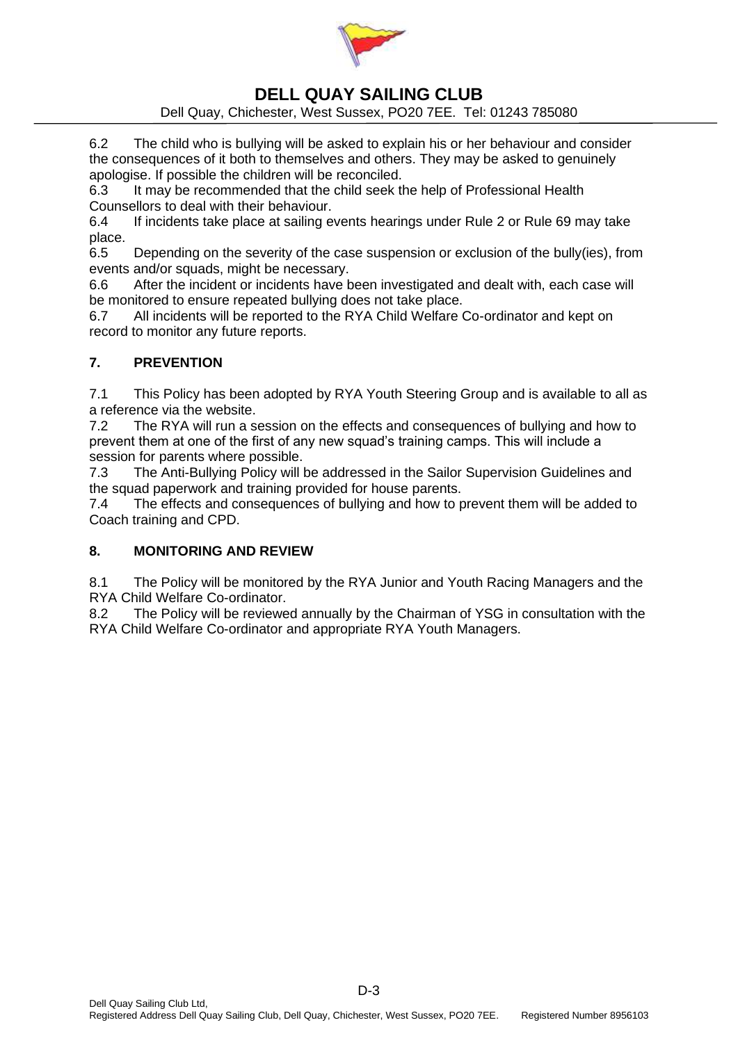6.2 The child who is bullying will be asked to explain his or her behaviour and consider the consequences of it both to themselves and others. They may be asked to genuinely apologise. If possible the children will be reconciled.

6.3 It may be recommended that the child seek the help of Professional Health Counsellors to deal with their behaviour.

6.4 If incidents take place at sailing events hearings under Rule 2 or Rule 69 may take place.

6.5 Depending on the severity of the case suspension or exclusion of the bully(ies), from events and/or squads, might be necessary.

6.6 After the incident or incidents have been investigated and dealt with, each case will be monitored to ensure repeated bullying does not take place.

6.7 All incidents will be reported to the RYA Child Welfare Co-ordinator and kept on record to monitor any future reports.

## 7. PREVENTION

7.1 This Policy has been adopted by RYA Youth Steering Group and is available to all as a reference via the website.

7.2 The RYA will run a session on the effects and consequences of bullying and how to prevent them at one of the first of any new squad's training camps. This will include a session for parents where possible.

7.3 The Anti-Bullying Policy will be addressed in the Sailor Supervision Guidelines and the squad paperwork and training provided for house parents.

7.4 The effects and consequences of bullying and how to prevent them will be added to Coach training and CPD.

## 8. MONITORING AND REVIEW

8.1 The Policy will be monitored by the RYA Junior and Youth Racing Managers and the RYA Child Welfare Co-ordinator.

8.2 The Policy will be reviewed annually by the Chairman of YSG in consultation with the RYA Child Welfare Co-ordinator and appropriate RYA Youth Managers.